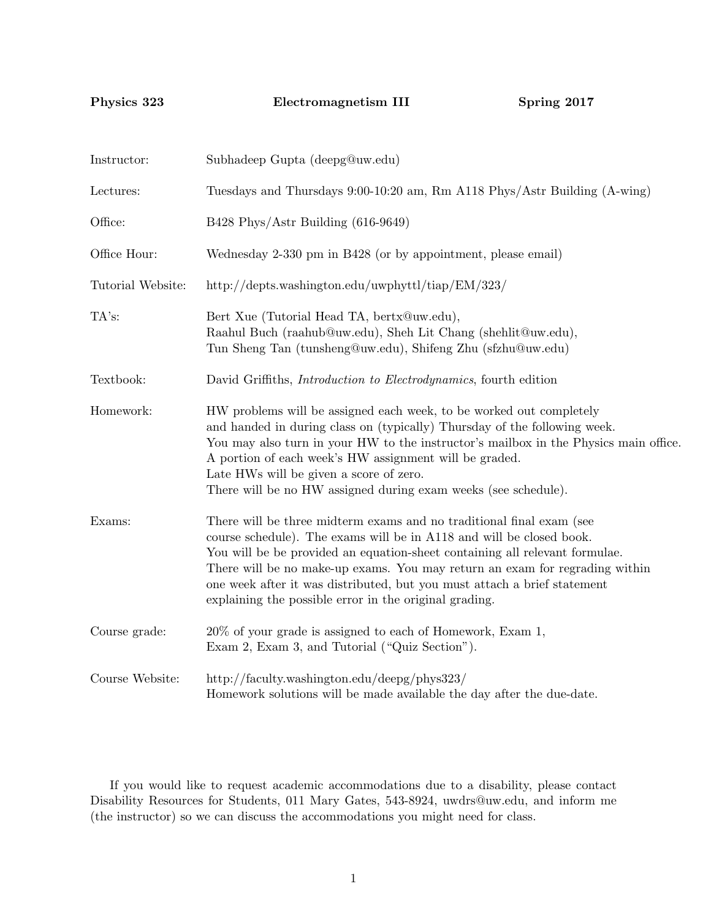**Physics 323** **Electromagnetism III** **Spring 2017**

| | |
|---|---|
| Instructor: | Subhadeep Gupta (deepg@uw.edu) |
| Lectures: | Tuesdays and Thursdays 9:00-10:20 am, Rm A118 Phys/Astr Building (A-wing) |
| Office: | B428 Phys/Astr Building (616-9649) |
| Office Hour: | Wednesday 2-330 pm in B428 (or by appointment, please email) |
| Tutorial Website: | http://depts.washington.edu/uwphyttl/tiap/EM/323/ |
| TA's: | Bert Xue (Tutorial Head TA, bertx@uw.edu), Raahul Buch (raahub@uw.edu), Sheh Lit Chang (shehlit@uw.edu), Tun Sheng Tan (tunsheng@uw.edu), Shifeng Zhu (sfzhu@uw.edu) |
| Textbook: | David Griffiths, *Introduction to Electrodynamics*, fourth edition |
| Homework: | HW problems will be assigned each week, to be worked out completely and handed in during class on (typically) Thursday of the following week. You may also turn in your HW to the instructor's mailbox in the Physics main office. A portion of each week's HW assignment will be graded. Late HWs will be given a score of zero. There will be no HW assigned during exam weeks (see schedule). |
| Exams: | There will be three midterm exams and no traditional final exam (see course schedule). The exams will be in A118 and will be closed book. You will be be provided an equation-sheet containing all relevant formulae. There will be no make-up exams. You may return an exam for regrading within one week after it was distributed, but you must attach a brief statement explaining the possible error in the original grading. |
| Course grade: | 20% of your grade is assigned to each of Homework, Exam 1, Exam 2, Exam 3, and Tutorial ("Quiz Section"). |
| Course Website: | http://faculty.washington.edu/deepg/phys323/ Homework solutions will be made available the day after the due-date. |

If you would like to request academic accommodations due to a disability, please contact Disability Resources for Students, 011 Mary Gates, 543-8924, uwdrs@uw.edu, and inform me (the instructor) so we can discuss the accommodations you might need for class.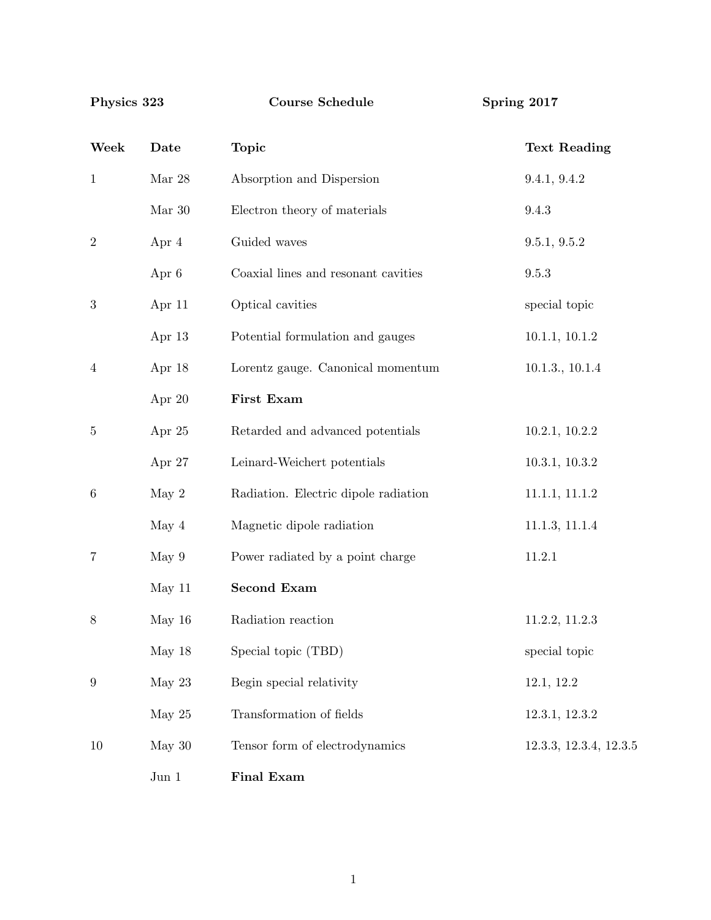**Physics 323** **Course Schedule** **Spring 2017**

| Week | Date | Topic | Text Reading |
|---|---|---|---|
| 1 | Mar 28 | Absorption and Dispersion | 9.4.1, 9.4.2 |
| | Mar 30 | Electron theory of materials | 9.4.3 |
| 2 | Apr 4 | Guided waves | 9.5.1, 9.5.2 |
| | Apr 6 | Coaxial lines and resonant cavities | 9.5.3 |
| 3 | Apr 11 | Optical cavities | special topic |
| | Apr 13 | Potential formulation and gauges | 10.1.1, 10.1.2 |
| 4 | Apr 18 | Lorentz gauge. Canonical momentum | 10.1.3., 10.1.4 |
| | Apr 20 | **First Exam** | |
| 5 | Apr 25 | Retarded and advanced potentials | 10.2.1, 10.2.2 |
| | Apr 27 | Leinard-Weichert potentials | 10.3.1, 10.3.2 |
| 6 | May 2 | Radiation. Electric dipole radiation | 11.1.1, 11.1.2 |
| | May 4 | Magnetic dipole radiation | 11.1.3, 11.1.4 |
| 7 | May 9 | Power radiated by a point charge | 11.2.1 |
| | May 11 | **Second Exam** | |
| 8 | May 16 | Radiation reaction | 11.2.2, 11.2.3 |
| | May 18 | Special topic (TBD) | special topic |
| 9 | May 23 | Begin special relativity | 12.1, 12.2 |
| | May 25 | Transformation of fields | 12.3.1, 12.3.2 |
| 10 | May 30 | Tensor form of electrodynamics | 12.3.3, 12.3.4, 12.3.5 |
| | Jun 1 | **Final Exam** | |